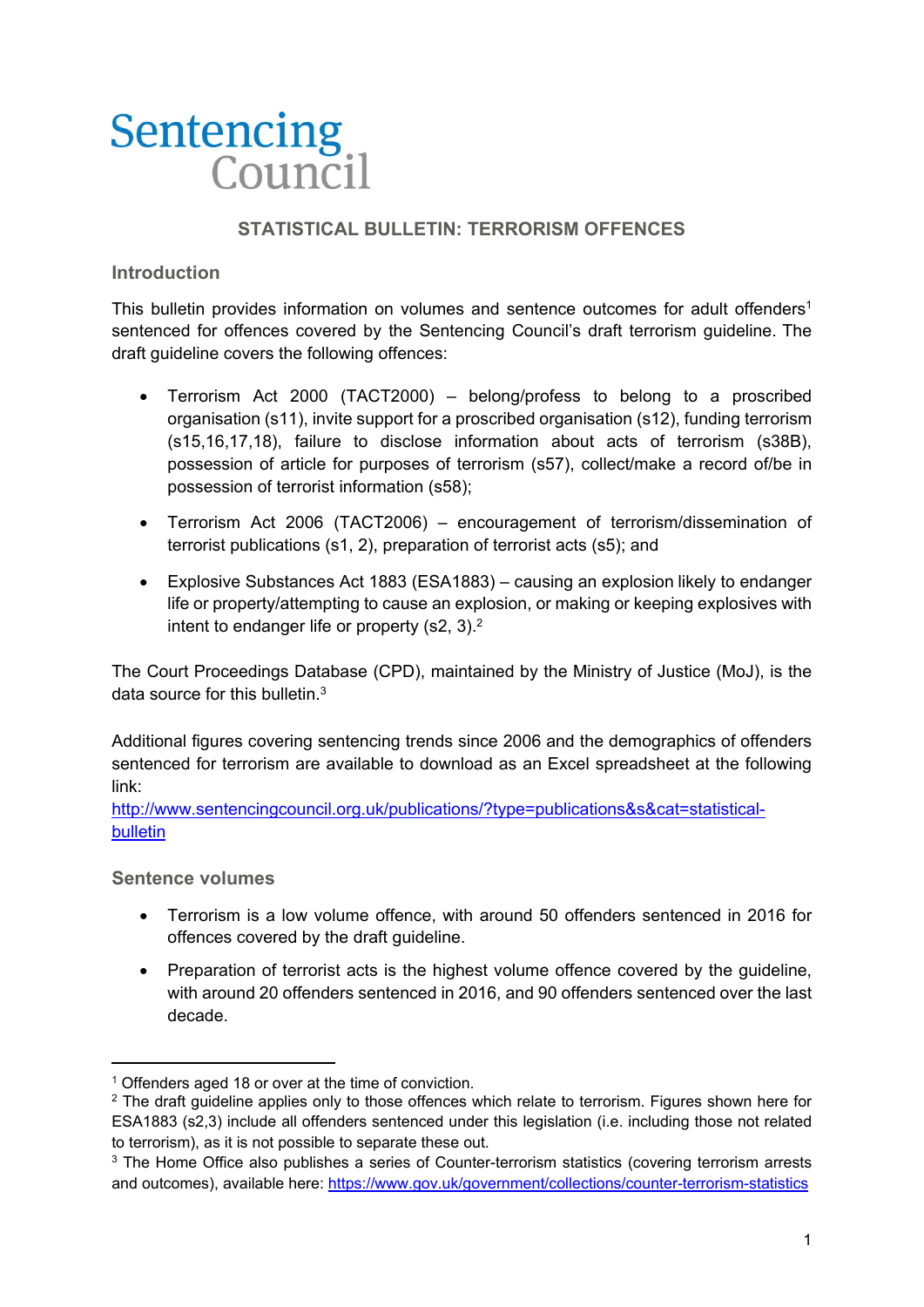Sentencing Council

# STATISTICAL BULLETIN: TERRORISM OFFENCES

## Introduction

This bulletin provides information on volumes and sentence outcomes for adult offenders[1] sentenced for offences covered by the Sentencing Council's draft terrorism guideline. The draft guideline covers the following offences:

- Terrorism Act 2000 (TACT2000) – belong/profess to belong to a proscribed organisation (s11), invite support for a proscribed organisation (s12), funding terrorism (s15,16,17,18), failure to disclose information about acts of terrorism (s38B), possession of article for purposes of terrorism (s57), collect/make a record of/be in possession of terrorist information (s58);
- Terrorism Act 2006 (TACT2006) – encouragement of terrorism/dissemination of terrorist publications (s1, 2), preparation of terrorist acts (s5); and
- Explosive Substances Act 1883 (ESA1883) – causing an explosion likely to endanger life or property/attempting to cause an explosion, or making or keeping explosives with intent to endanger life or property (s2, 3).[2]

The Court Proceedings Database (CPD), maintained by the Ministry of Justice (MoJ), is the data source for this bulletin.[3]

Additional figures covering sentencing trends since 2006 and the demographics of offenders sentenced for terrorism are available to download as an Excel spreadsheet at the following link:
[http://www.sentencingcouncil.org.uk/publications/?type=publications&s&cat=statistical-bulletin](http://www.sentencingcouncil.org.uk/publications/?type=publications&s&cat=statistical-bulletin)

## Sentence volumes

- Terrorism is a low volume offence, with around 50 offenders sentenced in 2016 for offences covered by the draft guideline.
- Preparation of terrorist acts is the highest volume offence covered by the guideline, with around 20 offenders sentenced in 2016, and 90 offenders sentenced over the last decade.

---

[1] Offenders aged 18 or over at the time of conviction.

[2] The draft guideline applies only to those offences which relate to terrorism. Figures shown here for ESA1883 (s2,3) include all offenders sentenced under this legislation (i.e. including those not related to terrorism), as it is not possible to separate these out.

[3] The Home Office also publishes a series of Counter-terrorism statistics (covering terrorism arrests and outcomes), available here: [https://www.gov.uk/government/collections/counter-terrorism-statistics](https://www.gov.uk/government/collections/counter-terrorism-statistics)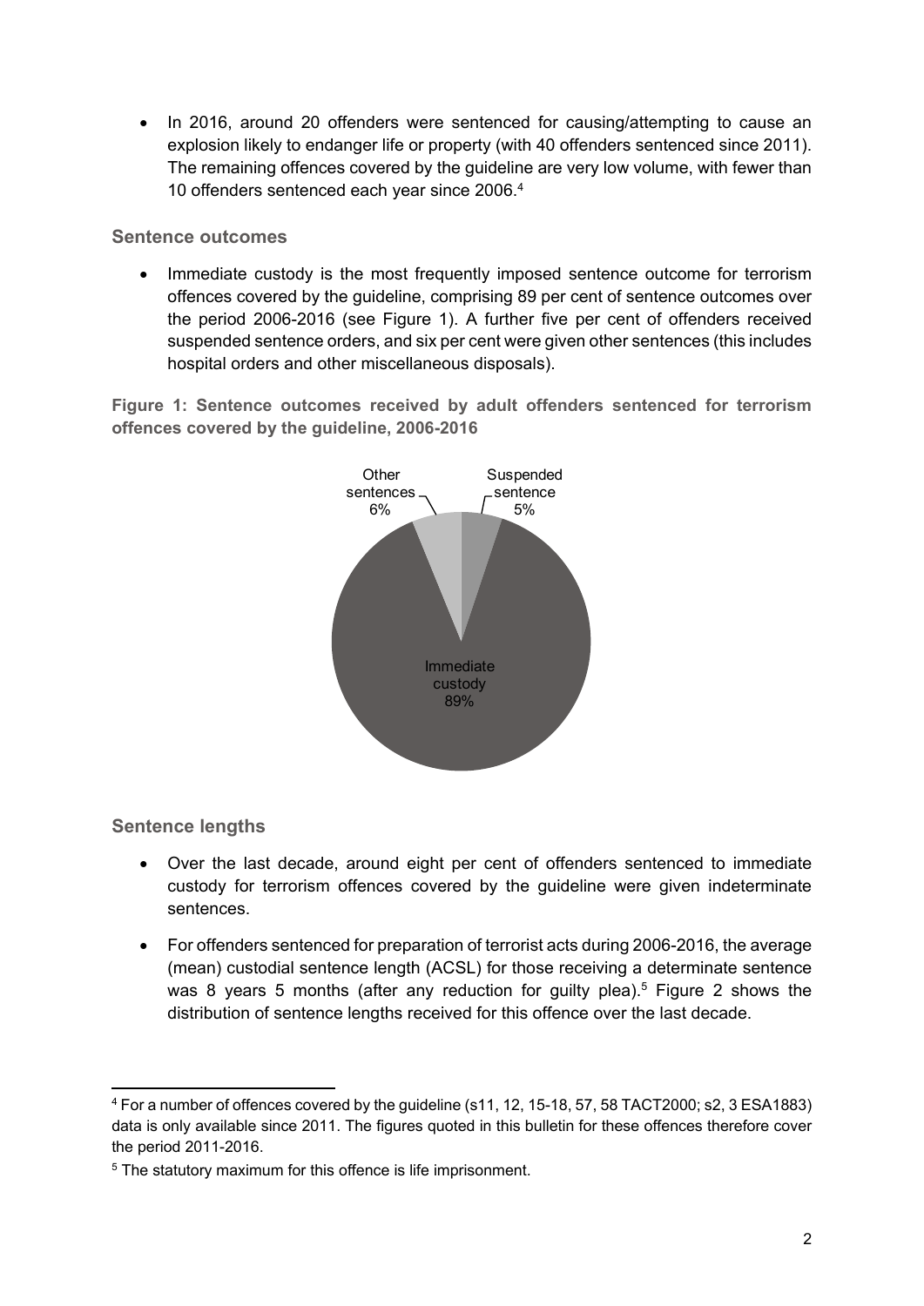- In 2016, around 20 offenders were sentenced for causing/attempting to cause an explosion likely to endanger life or property (with 40 offenders sentenced since 2011). The remaining offences covered by the guideline are very low volume, with fewer than 10 offenders sentenced each year since 2006.[4]

### Sentence outcomes

- Immediate custody is the most frequently imposed sentence outcome for terrorism offences covered by the guideline, comprising 89 per cent of sentence outcomes over the period 2006-2016 (see Figure 1). A further five per cent of offenders received suspended sentence orders, and six per cent were given other sentences (this includes hospital orders and other miscellaneous disposals).

**Figure 1: Sentence outcomes received by adult offenders sentenced for terrorism offences covered by the guideline, 2006-2016**

| Sentence outcome | Per cent |
| --- | --- |
| Immediate custody | 89% |
| Suspended sentence | 5% |
| Other sentences | 6% |

### Sentence lengths

- Over the last decade, around eight per cent of offenders sentenced to immediate custody for terrorism offences covered by the guideline were given indeterminate sentences.
- For offenders sentenced for preparation of terrorist acts during 2006-2016, the average (mean) custodial sentence length (ACSL) for those receiving a determinate sentence was 8 years 5 months (after any reduction for guilty plea).[5] Figure 2 shows the distribution of sentence lengths received for this offence over the last decade.

---

[4] For a number of offences covered by the guideline (s11, 12, 15-18, 57, 58 TACT2000; s2, 3 ESA1883) data is only available since 2011. The figures quoted in this bulletin for these offences therefore cover the period 2011-2016.

[5] The statutory maximum for this offence is life imprisonment.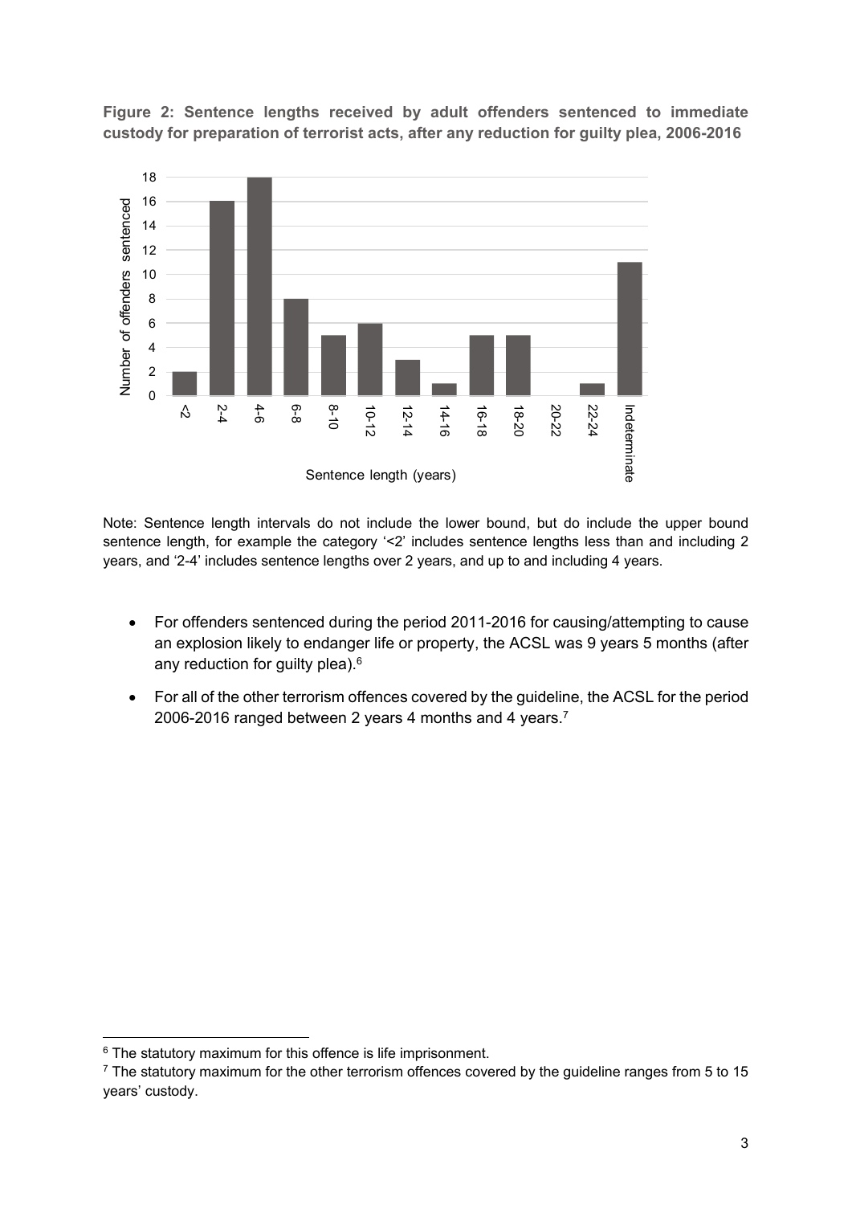**Figure 2: Sentence lengths received by adult offenders sentenced to immediate custody for preparation of terrorist acts, after any reduction for guilty plea, 2006-2016**

Note: Sentence length intervals do not include the lower bound, but do include the upper bound sentence length, for example the category '<2' includes sentence lengths less than and including 2 years, and '2-4' includes sentence lengths over 2 years, and up to and including 4 years.

- For offenders sentenced during the period 2011-2016 for causing/attempting to cause an explosion likely to endanger life or property, the ACSL was 9 years 5 months (after any reduction for guilty plea).[6]
- For all of the other terrorism offences covered by the guideline, the ACSL for the period 2006-2016 ranged between 2 years 4 months and 4 years.[7]

---

[6] The statutory maximum for this offence is life imprisonment.

[7] The statutory maximum for the other terrorism offences covered by the guideline ranges from 5 to 15 years' custody.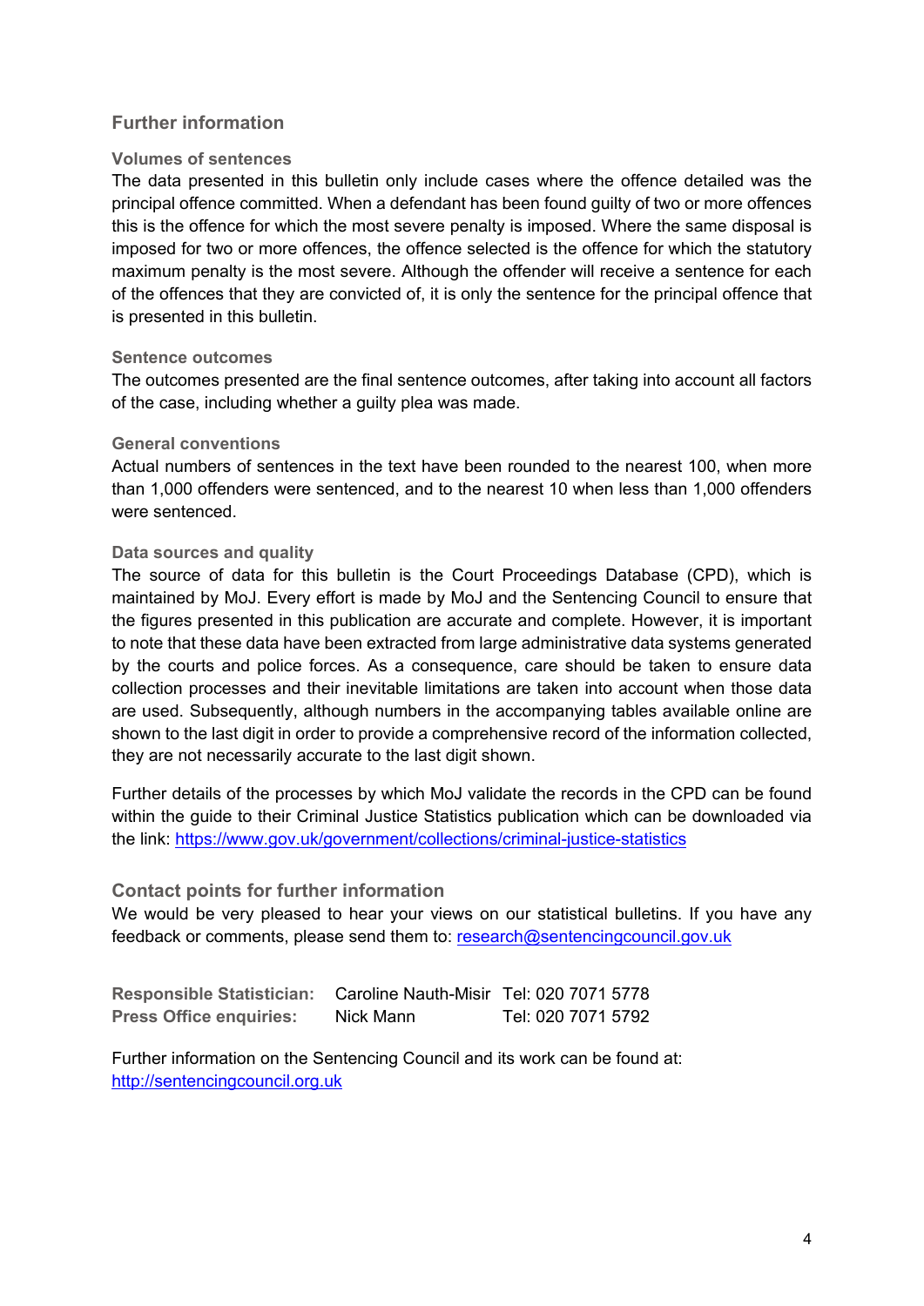## Further information

### Volumes of sentences

The data presented in this bulletin only include cases where the offence detailed was the principal offence committed. When a defendant has been found guilty of two or more offences this is the offence for which the most severe penalty is imposed. Where the same disposal is imposed for two or more offences, the offence selected is the offence for which the statutory maximum penalty is the most severe. Although the offender will receive a sentence for each of the offences that they are convicted of, it is only the sentence for the principal offence that is presented in this bulletin.

### Sentence outcomes

The outcomes presented are the final sentence outcomes, after taking into account all factors of the case, including whether a guilty plea was made.

### General conventions

Actual numbers of sentences in the text have been rounded to the nearest 100, when more than 1,000 offenders were sentenced, and to the nearest 10 when less than 1,000 offenders were sentenced.

### Data sources and quality

The source of data for this bulletin is the Court Proceedings Database (CPD), which is maintained by MoJ. Every effort is made by MoJ and the Sentencing Council to ensure that the figures presented in this publication are accurate and complete. However, it is important to note that these data have been extracted from large administrative data systems generated by the courts and police forces. As a consequence, care should be taken to ensure data collection processes and their inevitable limitations are taken into account when those data are used. Subsequently, although numbers in the accompanying tables available online are shown to the last digit in order to provide a comprehensive record of the information collected, they are not necessarily accurate to the last digit shown.

Further details of the processes by which MoJ validate the records in the CPD can be found within the guide to their Criminal Justice Statistics publication which can be downloaded via the link: https://www.gov.uk/government/collections/criminal-justice-statistics

## Contact points for further information

We would be very pleased to hear your views on our statistical bulletins. If you have any feedback or comments, please send them to: research@sentencingcouncil.gov.uk

| | | |
|---|---|---|
| **Responsible Statistician:** | Caroline Nauth-Misir | Tel: 020 7071 5778 |
| **Press Office enquiries:** | Nick Mann | Tel: 020 7071 5792 |

Further information on the Sentencing Council and its work can be found at: http://sentencingcouncil.org.uk